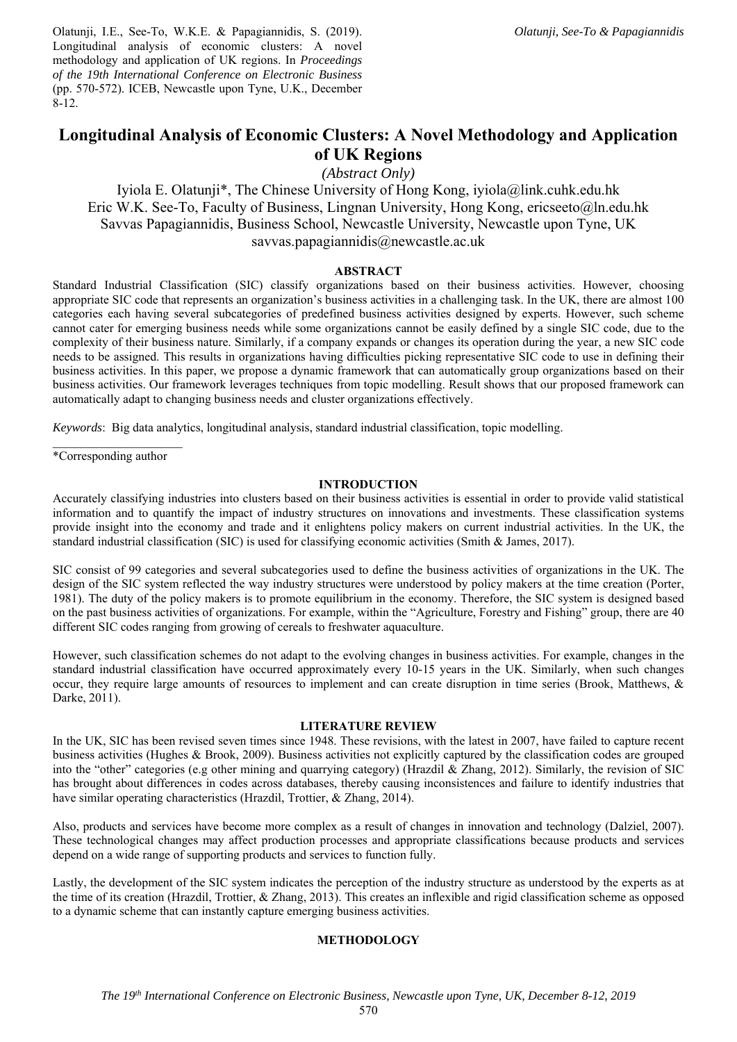Olatunji, I.E., See-To, W.K.E. & Papagiannidis, S. (2019). Longitudinal analysis of economic clusters: A novel methodology and application of UK regions. In *Proceedings of the 19th International Conference on Electronic Business* (pp. 570-572). ICEB, Newcastle upon Tyne, U.K., December 8-12.

# Longitudinal Analysis of Economic Clusters: A Novel Methodology and Application of UK Regions

*(Abstract Only)*

Iyiola E. Olatunji*, The Chinese University of Hong Kong, iyiola@link.cuhk.edu.hk
Eric W.K. See-To, Faculty of Business, Lingnan University, Hong Kong, ericseeto@ln.edu.hk
Savvas Papagiannidis, Business School, Newcastle University, Newcastle upon Tyne, UK
savvas.papagiannidis@newcastle.ac.uk

## ABSTRACT

Standard Industrial Classification (SIC) classify organizations based on their business activities. However, choosing appropriate SIC code that represents an organization's business activities in a challenging task. In the UK, there are almost 100 categories each having several subcategories of predefined business activities designed by experts. However, such scheme cannot cater for emerging business needs while some organizations cannot be easily defined by a single SIC code, due to the complexity of their business nature. Similarly, if a company expands or changes its operation during the year, a new SIC code needs to be assigned. This results in organizations having difficulties picking representative SIC code to use in defining their business activities. In this paper, we propose a dynamic framework that can automatically group organizations based on their business activities. Our framework leverages techniques from topic modelling. Result shows that our proposed framework can automatically adapt to changing business needs and cluster organizations effectively.

*Keywords*: Big data analytics, longitudinal analysis, standard industrial classification, topic modelling.

*Corresponding author

## INTRODUCTION

Accurately classifying industries into clusters based on their business activities is essential in order to provide valid statistical information and to quantify the impact of industry structures on innovations and investments. These classification systems provide insight into the economy and trade and it enlightens policy makers on current industrial activities. In the UK, the standard industrial classification (SIC) is used for classifying economic activities (Smith & James, 2017).

SIC consist of 99 categories and several subcategories used to define the business activities of organizations in the UK. The design of the SIC system reflected the way industry structures were understood by policy makers at the time creation (Porter, 1981). The duty of the policy makers is to promote equilibrium in the economy. Therefore, the SIC system is designed based on the past business activities of organizations. For example, within the "Agriculture, Forestry and Fishing" group, there are 40 different SIC codes ranging from growing of cereals to freshwater aquaculture.

However, such classification schemes do not adapt to the evolving changes in business activities. For example, changes in the standard industrial classification have occurred approximately every 10-15 years in the UK. Similarly, when such changes occur, they require large amounts of resources to implement and can create disruption in time series (Brook, Matthews, & Darke, 2011).

## LITERATURE REVIEW

In the UK, SIC has been revised seven times since 1948. These revisions, with the latest in 2007, have failed to capture recent business activities (Hughes & Brook, 2009). Business activities not explicitly captured by the classification codes are grouped into the "other" categories (e.g other mining and quarrying category) (Hrazdil & Zhang, 2012). Similarly, the revision of SIC has brought about differences in codes across databases, thereby causing inconsistences and failure to identify industries that have similar operating characteristics (Hrazdil, Trottier, & Zhang, 2014).

Also, products and services have become more complex as a result of changes in innovation and technology (Dalziel, 2007). These technological changes may affect production processes and appropriate classifications because products and services depend on a wide range of supporting products and services to function fully.

Lastly, the development of the SIC system indicates the perception of the industry structure as understood by the experts as at the time of its creation (Hrazdil, Trottier, & Zhang, 2013). This creates an inflexible and rigid classification scheme as opposed to a dynamic scheme that can instantly capture emerging business activities.

## METHODOLOGY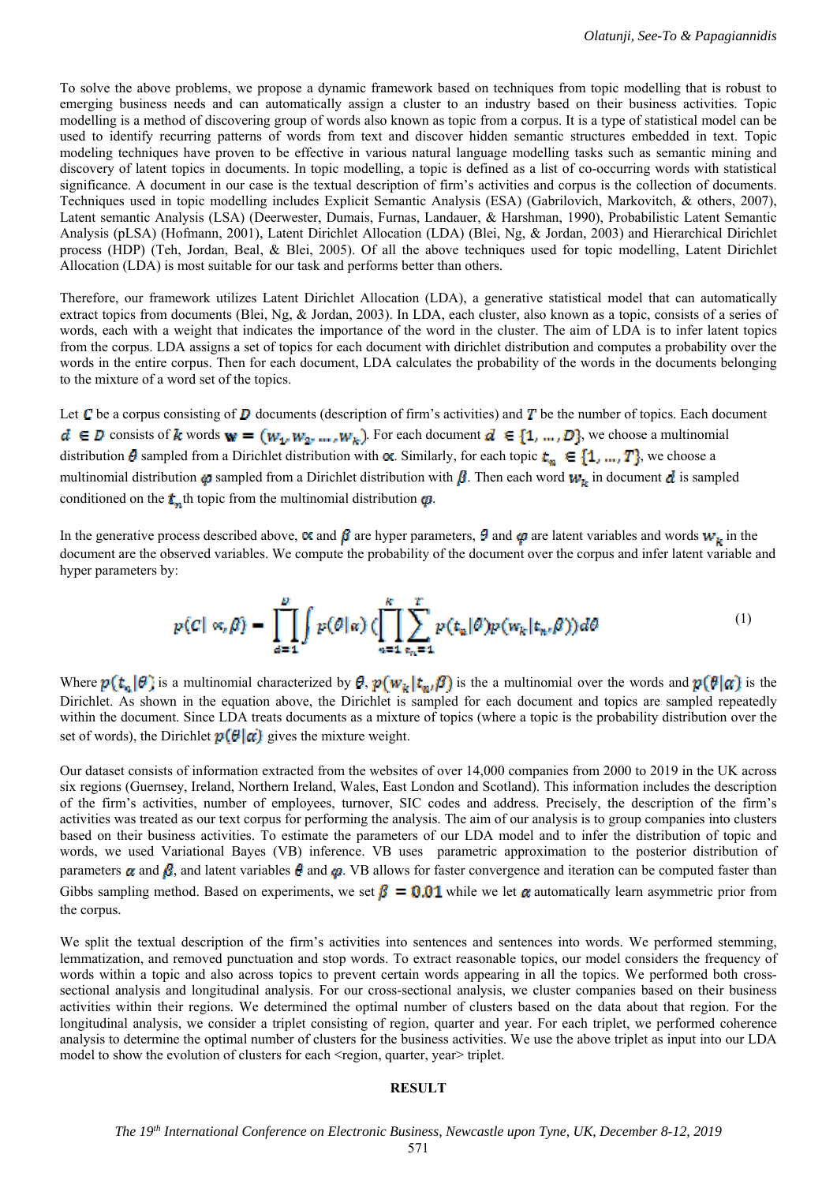To solve the above problems, we propose a dynamic framework based on techniques from topic modelling that is robust to emerging business needs and can automatically assign a cluster to an industry based on their business activities. Topic modelling is a method of discovering group of words also known as topic from a corpus. It is a type of statistical model can be used to identify recurring patterns of words from text and discover hidden semantic structures embedded in text. Topic modeling techniques have proven to be effective in various natural language modelling tasks such as semantic mining and discovery of latent topics in documents. In topic modelling, a topic is defined as a list of co-occurring words with statistical significance. A document in our case is the textual description of firm's activities and corpus is the collection of documents. Techniques used in topic modelling includes Explicit Semantic Analysis (ESA) (Gabrilovich, Markovitch, & others, 2007), Latent semantic Analysis (LSA) (Deerwester, Dumais, Furnas, Landauer, & Harshman, 1990), Probabilistic Latent Semantic Analysis (pLSA) (Hofmann, 2001), Latent Dirichlet Allocation (LDA) (Blei, Ng, & Jordan, 2003) and Hierarchical Dirichlet process (HDP) (Teh, Jordan, Beal, & Blei, 2005). Of all the above techniques used for topic modelling, Latent Dirichlet Allocation (LDA) is most suitable for our task and performs better than others.

Therefore, our framework utilizes Latent Dirichlet Allocation (LDA), a generative statistical model that can automatically extract topics from documents (Blei, Ng, & Jordan, 2003). In LDA, each cluster, also known as a topic, consists of a series of words, each with a weight that indicates the importance of the word in the cluster. The aim of LDA is to infer latent topics from the corpus. LDA assigns a set of topics for each document with dirichlet distribution and computes a probability over the words in the entire corpus. Then for each document, LDA calculates the probability of the words in the documents belonging to the mixture of a word set of the topics.

Let $C$ be a corpus consisting of $D$ documents (description of firm's activities) and $T$ be the number of topics. Each document $d \in D$ consists of $k$ words $\mathbf{w} = (w_1, w_2, \ldots, w_k)$. For each document $d \in \{1, \ldots, D\}$, we choose a multinomial distribution $\theta$ sampled from a Dirichlet distribution with $\alpha$. Similarly, for each topic $t_n \in \{1, \ldots, T\}$, we choose a multinomial distribution $\varphi$ sampled from a Dirichlet distribution with $\beta$. Then each word $w_k$ in document $d$ is sampled conditioned on the $t_n$th topic from the multinomial distribution $\varphi$.

In the generative process described above, $\alpha$ and $\beta$ are hyper parameters, $\theta$ and $\varphi$ are latent variables and words $w_k$ in the document are the observed variables. We compute the probability of the document over the corpus and infer latent variable and hyper parameters by:

$$p(C|\alpha, \beta) = \prod_{d=1}^{D} \int p(\theta|\alpha) \left( \prod_{n=1}^{k} \sum_{t_n=1}^{T} p(t_n|\theta) p(w_k|t_n, \beta) \right) d\theta \tag{1}$$

Where $p(t_n|\theta)$ is a multinomial characterized by $\theta$, $p(w_k|t_n, \beta)$ is the multinomial over the words and $p(\theta|\alpha)$ is the Dirichlet. As shown in the equation above, the Dirichlet is sampled for each document and topics are sampled repeatedly within the document. Since LDA treats documents as a mixture of topics (where a topic is the probability distribution over the set of words), the Dirichlet $p(\theta|\alpha)$ gives the mixture weight.

Our dataset consists of information extracted from the websites of over 14,000 companies from 2000 to 2019 in the UK across six regions (Guernsey, Ireland, Northern Ireland, Wales, East London and Scotland). This information includes the description of the firm's activities, number of employees, turnover, SIC codes and address. Precisely, the description of the firm's activities was treated as our text corpus for performing the analysis. The aim of our analysis is to group companies into clusters based on their business activities. To estimate the parameters of our LDA model and to infer the distribution of topic and words, we used Variational Bayes (VB) inference. VB uses parametric approximation to the posterior distribution of parameters $\alpha$ and $\beta$, and latent variables $\theta$ and $\varphi$. VB allows for faster convergence and iteration can be computed faster than Gibbs sampling method. Based on experiments, we set $\beta = 0.01$ while we let $\alpha$ automatically learn asymmetric prior from the corpus.

We split the textual description of the firm's activities into sentences and sentences into words. We performed stemming, lemmatization, and removed punctuation and stop words. To extract reasonable topics, our model considers the frequency of words within a topic and also across topics to prevent certain words appearing in all the topics. We performed both cross-sectional analysis and longitudinal analysis. For our cross-sectional analysis, we cluster companies based on their business activities within their regions. We determined the optimal number of clusters based on the data about that region. For the longitudinal analysis, we consider a triplet consisting of region, quarter and year. For each triplet, we performed coherence analysis to determine the optimal number of clusters for the business activities. We use the above triplet as input into our LDA model to show the evolution of clusters for each <region, quarter, year> triplet.

## RESULT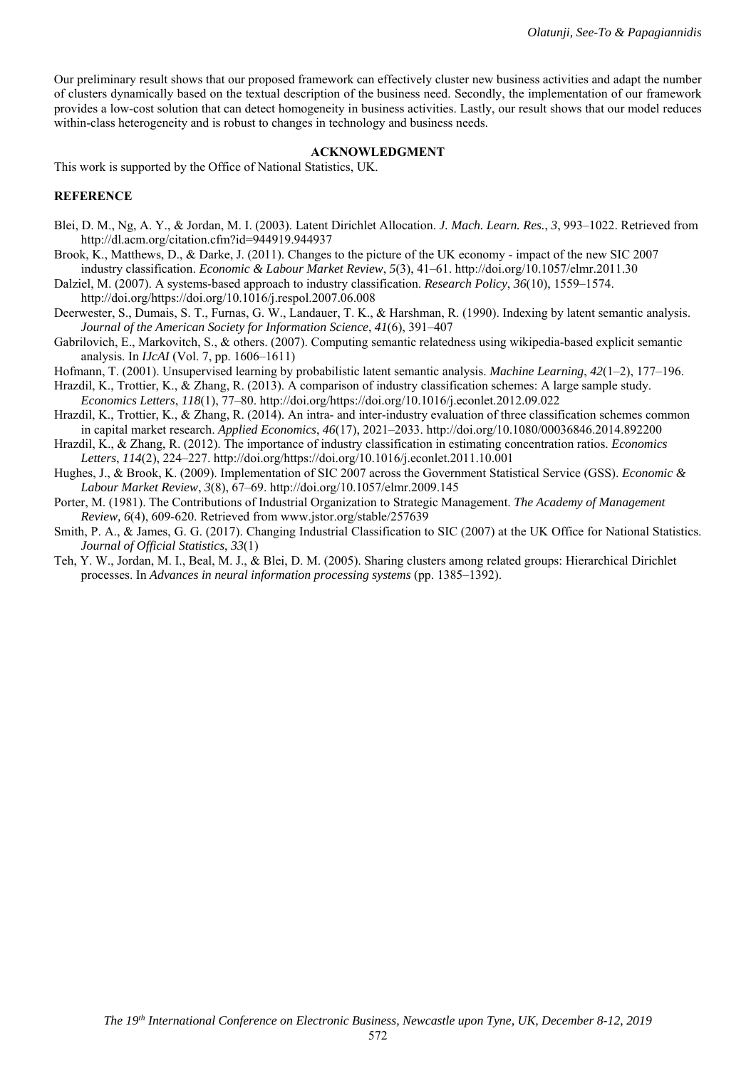Our preliminary result shows that our proposed framework can effectively cluster new business activities and adapt the number of clusters dynamically based on the textual description of the business need. Secondly, the implementation of our framework provides a low-cost solution that can detect homogeneity in business activities. Lastly, our result shows that our model reduces within-class heterogeneity and is robust to changes in technology and business needs.

## ACKNOWLEDGMENT

This work is supported by the Office of National Statistics, UK.

## REFERENCE

Blei, D. M., Ng, A. Y., & Jordan, M. I. (2003). Latent Dirichlet Allocation. *J. Mach. Learn. Res.*, *3*, 993–1022. Retrieved from http://dl.acm.org/citation.cfm?id=944919.944937

Brook, K., Matthews, D., & Darke, J. (2011). Changes to the picture of the UK economy - impact of the new SIC 2007 industry classification. *Economic & Labour Market Review*, *5*(3), 41–61. http://doi.org/10.1057/elmr.2011.30

Dalziel, M. (2007). A systems-based approach to industry classification. *Research Policy*, *36*(10), 1559–1574. http://doi.org/https://doi.org/10.1016/j.respol.2007.06.008

Deerwester, S., Dumais, S. T., Furnas, G. W., Landauer, T. K., & Harshman, R. (1990). Indexing by latent semantic analysis. *Journal of the American Society for Information Science*, *41*(6), 391–407

Gabrilovich, E., Markovitch, S., & others. (2007). Computing semantic relatedness using wikipedia-based explicit semantic analysis. In *IJcAI* (Vol. 7, pp. 1606–1611)

Hofmann, T. (2001). Unsupervised learning by probabilistic latent semantic analysis. *Machine Learning*, *42*(1–2), 177–196.

Hrazdil, K., Trottier, K., & Zhang, R. (2013). A comparison of industry classification schemes: A large sample study. *Economics Letters*, *118*(1), 77–80. http://doi.org/https://doi.org/10.1016/j.econlet.2012.09.022

Hrazdil, K., Trottier, K., & Zhang, R. (2014). An intra- and inter-industry evaluation of three classification schemes common in capital market research. *Applied Economics*, *46*(17), 2021–2033. http://doi.org/10.1080/00036846.2014.892200

Hrazdil, K., & Zhang, R. (2012). The importance of industry classification in estimating concentration ratios. *Economics Letters*, *114*(2), 224–227. http://doi.org/https://doi.org/10.1016/j.econlet.2011.10.001

Hughes, J., & Brook, K. (2009). Implementation of SIC 2007 across the Government Statistical Service (GSS). *Economic & Labour Market Review*, *3*(8), 67–69. http://doi.org/10.1057/elmr.2009.145

Porter, M. (1981). The Contributions of Industrial Organization to Strategic Management. *The Academy of Management Review, 6*(4), 609-620. Retrieved from www.jstor.org/stable/257639

Smith, P. A., & James, G. G. (2017). Changing Industrial Classification to SIC (2007) at the UK Office for National Statistics. *Journal of Official Statistics*, *33*(1)

Teh, Y. W., Jordan, M. I., Beal, M. J., & Blei, D. M. (2005). Sharing clusters among related groups: Hierarchical Dirichlet processes. In *Advances in neural information processing systems* (pp. 1385–1392).